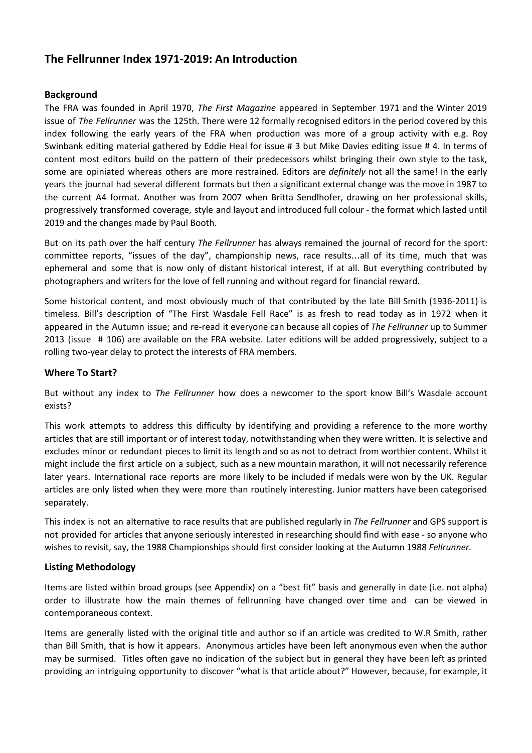## The Fellrunner Index 1971-2019: An Introduction

### Background

The FRA was founded in April 1970, *The First Magazine* appeared in September 1971 and the Winter 2019 issue of *The Fellrunner* was the 125th. There were 12 formally recognised editors in the period covered by this index following the early years of the FRA when production was more of a group activity with e.g. Roy Swinbank editing material gathered by Eddie Heal for issue # 3 but Mike Davies editing issue # 4. In terms of content most editors build on the pattern of their predecessors whilst bringing their own style to the task, some are opiniated whereas others are more restrained. Editors are *definitely* not all the same! In the early years the journal had several different formats but then a significant external change was the move in 1987 to the current A4 format. Another was from 2007 when Britta Sendlhofer, drawing on her professional skills, progressively transformed coverage, style and layout and introduced full colour - the format which lasted until 2019 and the changes made by Paul Booth.

But on its path over the half century *The Fellrunner* has always remained the journal of record for the sport: committee reports, "issues of the day", championship news, race results…all of its time, much that was ephemeral and some that is now only of distant historical interest, if at all. But everything contributed by photographers and writers for the love of fell running and without regard for financial reward.

Some historical content, and most obviously much of that contributed by the late Bill Smith (1936-2011) is timeless. Bill's description of "The First Wasdale Fell Race" is as fresh to read today as in 1972 when it appeared in the Autumn issue; and re-read it everyone can because all copies of *The Fellrunner* up to Summer 2013 (issue # 106) are available on the FRA website. Later editions will be added progressively, subject to a rolling two-year delay to protect the interests of FRA members.

### Where To Start?

But without any index to *The Fellrunner* how does a newcomer to the sport know Bill's Wasdale account exists?

This work attempts to address this difficulty by identifying and providing a reference to the more worthy articles that are still important or of interest today, notwithstanding when they were written. It is selective and excludes minor or redundant pieces to limit its length and so as not to detract from worthier content. Whilst it might include the first article on a subject, such as a new mountain marathon, it will not necessarily reference later years. International race reports are more likely to be included if medals were won by the UK. Regular articles are only listed when they were more than routinely interesting. Junior matters have been categorised separately.

This index is not an alternative to race results that are published regularly in *The Fellrunner* and GPS support is not provided for articles that anyone seriously interested in researching should find with ease - so anyone who wishes to revisit, say, the 1988 Championships should first consider looking at the Autumn 1988 *Fellrunner.*

### Listing Methodology

Items are listed within broad groups (see Appendix) on a "best fit" basis and generally in date (i.e. not alpha) order to illustrate how the main themes of fellrunning have changed over time and can be viewed in contemporaneous context.

Items are generally listed with the original title and author so if an article was credited to W.R Smith, rather than Bill Smith, that is how it appears. Anonymous articles have been left anonymous even when the author may be surmised. Titles often gave no indication of the subject but in general they have been left as printed providing an intriguing opportunity to discover "what is that article about?" However, because, for example, it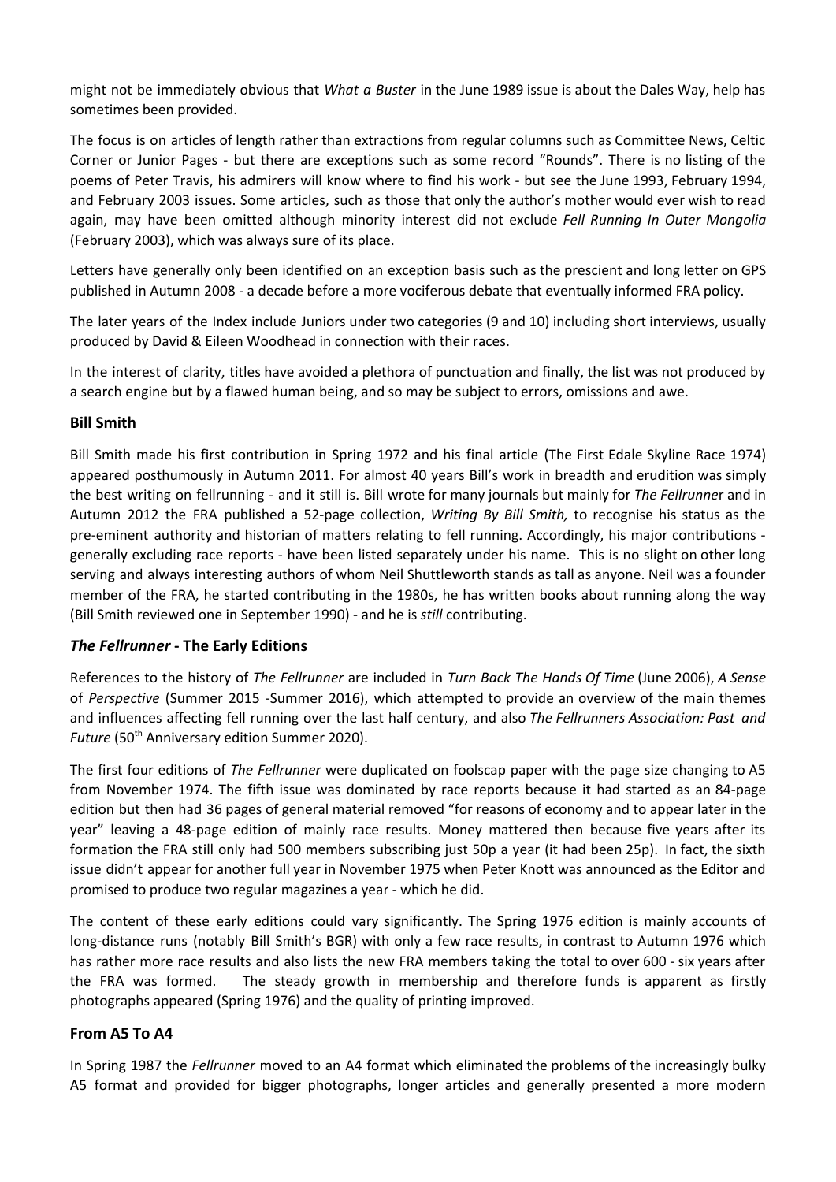might not be immediately obvious that *What a Buster* in the June 1989 issue is about the Dales Way, help has sometimes been provided.

The focus is on articles of length rather than extractions from regular columns such as Committee News, Celtic Corner or Junior Pages - but there are exceptions such as some record "Rounds". There is no listing of the poems of Peter Travis, his admirers will know where to find his work - but see the June 1993, February 1994, and February 2003 issues. Some articles, such as those that only the author's mother would ever wish to read again, may have been omitted although minority interest did not exclude *Fell Running In Outer Mongolia* (February 2003), which was always sure of its place.

Letters have generally only been identified on an exception basis such as the prescient and long letter on GPS published in Autumn 2008 - a decade before a more vociferous debate that eventually informed FRA policy.

The later years of the Index include Juniors under two categories (9 and 10) including short interviews, usually produced by David & Eileen Woodhead in connection with their races.

In the interest of clarity, titles have avoided a plethora of punctuation and finally, the list was not produced by a search engine but by a flawed human being, and so may be subject to errors, omissions and awe.

### Bill Smith

Bill Smith made his first contribution in Spring 1972 and his final article (The First Edale Skyline Race 1974) appeared posthumously in Autumn 2011. For almost 40 years Bill's work in breadth and erudition was simply the best writing on fellrunning - and it still is. Bill wrote for many journals but mainly for *The Fellrunner* and in Autumn 2012 the FRA published a 52-page collection, *Writing By Bill Smith,* to recognise his status as the pre-eminent authority and historian of matters relating to fell running. Accordingly, his major contributions - generally excluding race reports - have been listed separately under his name. This is no slight on other long serving and always interesting authors of whom Neil Shuttleworth stands as tall as anyone. Neil was a founder member of the FRA, he started contributing in the 1980s, he has written books about running along the way (Bill Smith reviewed one in September 1990) - and he is *still* contributing.

### *The Fellrunner* - The Early Editions

References to the history of *The Fellrunner* are included in *Turn Back The Hands Of Time* (June 2006), *A Sense of Perspective* (Summer 2015 -Summer 2016), which attempted to provide an overview of the main themes and influences affecting fell running over the last half century, and also *The Fellrunners Association: Past and Future* (50th Anniversary edition Summer 2020).

The first four editions of *The Fellrunner* were duplicated on foolscap paper with the page size changing to A5 from November 1974. The fifth issue was dominated by race reports because it had started as an 84-page edition but then had 36 pages of general material removed "for reasons of economy and to appear later in the year" leaving a 48-page edition of mainly race results. Money mattered then because five years after its formation the FRA still only had 500 members subscribing just 50p a year (it had been 25p). In fact, the sixth issue didn't appear for another full year in November 1975 when Peter Knott was announced as the Editor and promised to produce two regular magazines a year - which he did.

The content of these early editions could vary significantly. The Spring 1976 edition is mainly accounts of long-distance runs (notably Bill Smith's BGR) with only a few race results, in contrast to Autumn 1976 which has rather more race results and also lists the new FRA members taking the total to over 600 - six years after the FRA was formed. The steady growth in membership and therefore funds is apparent as firstly photographs appeared (Spring 1976) and the quality of printing improved.

### From A5 To A4

In Spring 1987 the *Fellrunner* moved to an A4 format which eliminated the problems of the increasingly bulky A5 format and provided for bigger photographs, longer articles and generally presented a more modern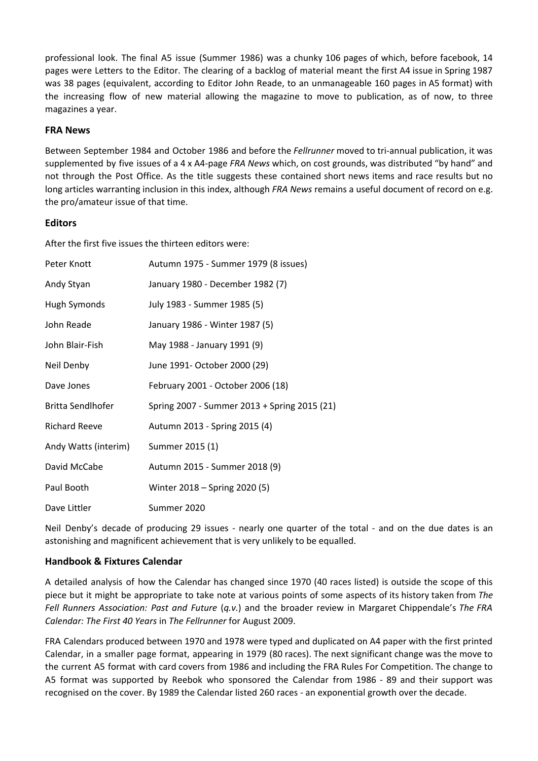professional look. The final A5 issue (Summer 1986) was a chunky 106 pages of which, before facebook, 14 pages were Letters to the Editor. The clearing of a backlog of material meant the first A4 issue in Spring 1987 was 38 pages (equivalent, according to Editor John Reade, to an unmanageable 160 pages in A5 format) with the increasing flow of new material allowing the magazine to move to publication, as of now, to three magazines a year.

### FRA News

Between September 1984 and October 1986 and before the *Fellrunner* moved to tri-annual publication, it was supplemented by five issues of a 4 x A4-page *FRA News* which, on cost grounds, was distributed "by hand" and not through the Post Office. As the title suggests these contained short news items and race results but no long articles warranting inclusion in this index, although *FRA News* remains a useful document of record on e.g. the pro/amateur issue of that time.

### Editors

After the first five issues the thirteen editors were:

| | |
|---|---|
| Peter Knott | Autumn 1975 - Summer 1979 (8 issues) |
| Andy Styan | January 1980 - December 1982 (7) |
| Hugh Symonds | July 1983 - Summer 1985 (5) |
| John Reade | January 1986 - Winter 1987 (5) |
| John Blair-Fish | May 1988 - January 1991 (9) |
| Neil Denby | June 1991- October 2000 (29) |
| Dave Jones | February 2001 - October 2006 (18) |
| Britta Sendlhofer | Spring 2007 - Summer 2013 + Spring 2015 (21) |
| Richard Reeve | Autumn 2013 - Spring 2015 (4) |
| Andy Watts (interim) | Summer 2015 (1) |
| David McCabe | Autumn 2015 - Summer 2018 (9) |
| Paul Booth | Winter 2018 – Spring 2020 (5) |
| Dave Littler | Summer 2020 |

Neil Denby's decade of producing 29 issues - nearly one quarter of the total - and on the due dates is an astonishing and magnificent achievement that is very unlikely to be equalled.

### Handbook & Fixtures Calendar

A detailed analysis of how the Calendar has changed since 1970 (40 races listed) is outside the scope of this piece but it might be appropriate to take note at various points of some aspects of its history taken from *The Fell Runners Association: Past and Future* (*q.v.*) and the broader review in Margaret Chippendale's *The FRA Calendar: The First 40 Years* in *The Fellrunner* for August 2009.

FRA Calendars produced between 1970 and 1978 were typed and duplicated on A4 paper with the first printed Calendar, in a smaller page format, appearing in 1979 (80 races). The next significant change was the move to the current A5 format with card covers from 1986 and including the FRA Rules For Competition. The change to A5 format was supported by Reebok who sponsored the Calendar from 1986 - 89 and their support was recognised on the cover. By 1989 the Calendar listed 260 races - an exponential growth over the decade.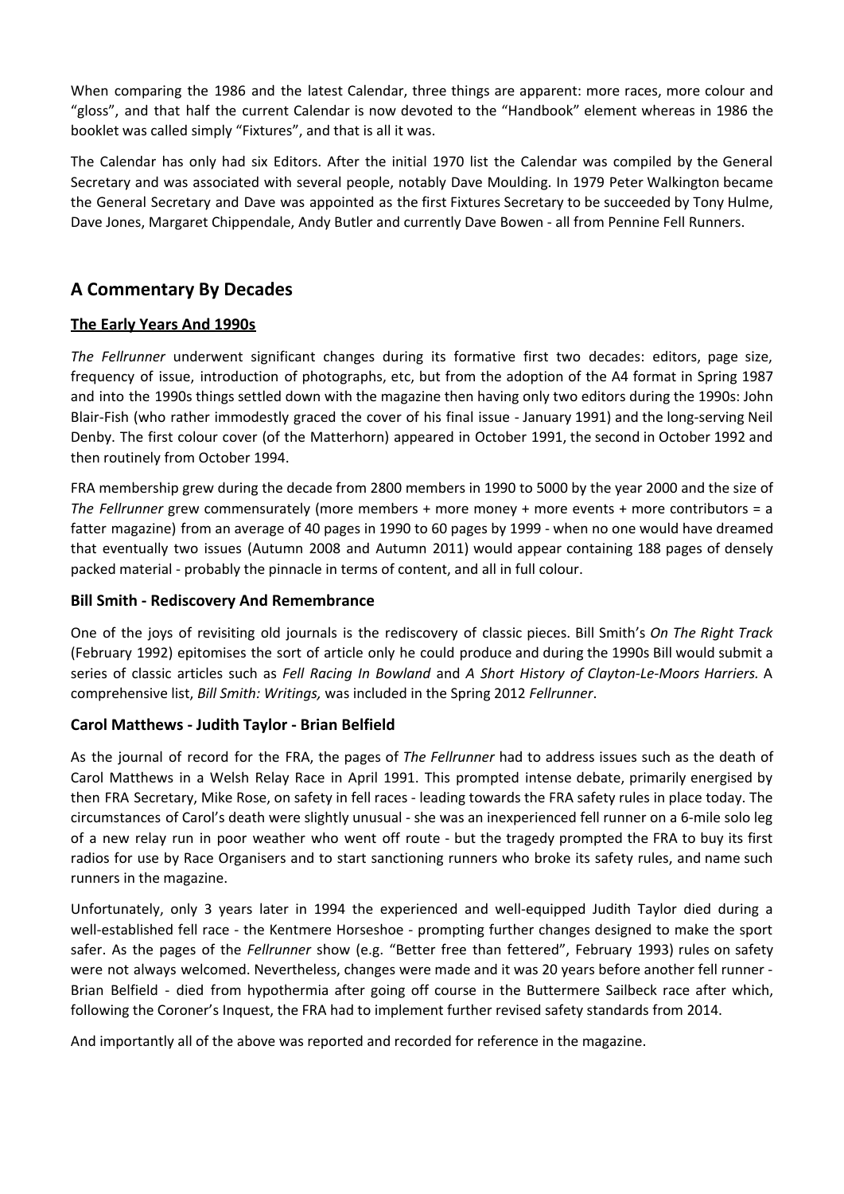When comparing the 1986 and the latest Calendar, three things are apparent: more races, more colour and "gloss", and that half the current Calendar is now devoted to the "Handbook" element whereas in 1986 the booklet was called simply "Fixtures", and that is all it was.

The Calendar has only had six Editors. After the initial 1970 list the Calendar was compiled by the General Secretary and was associated with several people, notably Dave Moulding. In 1979 Peter Walkington became the General Secretary and Dave was appointed as the first Fixtures Secretary to be succeeded by Tony Hulme, Dave Jones, Margaret Chippendale, Andy Butler and currently Dave Bowen - all from Pennine Fell Runners.

## A Commentary By Decades

### The Early Years And 1990s

*The Fellrunner* underwent significant changes during its formative first two decades: editors, page size, frequency of issue, introduction of photographs, etc, but from the adoption of the A4 format in Spring 1987 and into the 1990s things settled down with the magazine then having only two editors during the 1990s: John Blair-Fish (who rather immodestly graced the cover of his final issue - January 1991) and the long-serving Neil Denby. The first colour cover (of the Matterhorn) appeared in October 1991, the second in October 1992 and then routinely from October 1994.

FRA membership grew during the decade from 2800 members in 1990 to 5000 by the year 2000 and the size of *The Fellrunner* grew commensurately (more members + more money + more events + more contributors = a fatter magazine) from an average of 40 pages in 1990 to 60 pages by 1999 - when no one would have dreamed that eventually two issues (Autumn 2008 and Autumn 2011) would appear containing 188 pages of densely packed material - probably the pinnacle in terms of content, and all in full colour.

### Bill Smith - Rediscovery And Remembrance

One of the joys of revisiting old journals is the rediscovery of classic pieces. Bill Smith's *On The Right Track* (February 1992) epitomises the sort of article only he could produce and during the 1990s Bill would submit a series of classic articles such as *Fell Racing In Bowland* and *A Short History of Clayton-Le-Moors Harriers.* A comprehensive list, *Bill Smith: Writings,* was included in the Spring 2012 *Fellrunner*.

### Carol Matthews - Judith Taylor - Brian Belfield

As the journal of record for the FRA, the pages of *The Fellrunner* had to address issues such as the death of Carol Matthews in a Welsh Relay Race in April 1991. This prompted intense debate, primarily energised by then FRA Secretary, Mike Rose, on safety in fell races - leading towards the FRA safety rules in place today. The circumstances of Carol's death were slightly unusual - she was an inexperienced fell runner on a 6-mile solo leg of a new relay run in poor weather who went off route - but the tragedy prompted the FRA to buy its first radios for use by Race Organisers and to start sanctioning runners who broke its safety rules, and name such runners in the magazine.

Unfortunately, only 3 years later in 1994 the experienced and well-equipped Judith Taylor died during a well-established fell race - the Kentmere Horseshoe - prompting further changes designed to make the sport safer. As the pages of the *Fellrunner* show (e.g. "Better free than fettered", February 1993) rules on safety were not always welcomed. Nevertheless, changes were made and it was 20 years before another fell runner - Brian Belfield - died from hypothermia after going off course in the Buttermere Sailbeck race after which, following the Coroner's Inquest, the FRA had to implement further revised safety standards from 2014.

And importantly all of the above was reported and recorded for reference in the magazine.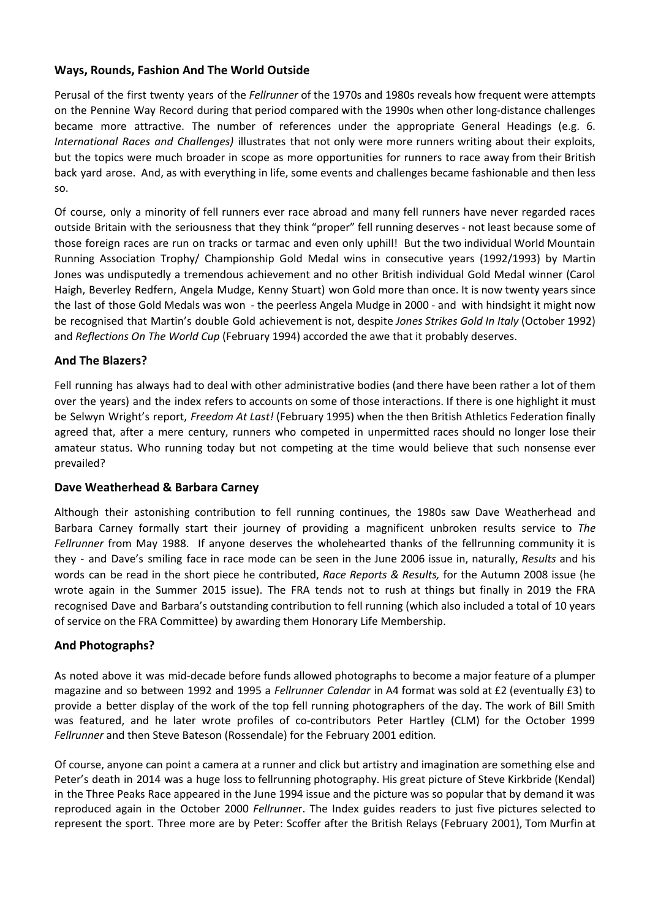### Ways, Rounds, Fashion And The World Outside

Perusal of the first twenty years of the *Fellrunner* of the 1970s and 1980s reveals how frequent were attempts on the Pennine Way Record during that period compared with the 1990s when other long-distance challenges became more attractive. The number of references under the appropriate General Headings (e.g. 6. *International Races and Challenges)* illustrates that not only were more runners writing about their exploits, but the topics were much broader in scope as more opportunities for runners to race away from their British back yard arose. And, as with everything in life, some events and challenges became fashionable and then less so.

Of course, only a minority of fell runners ever race abroad and many fell runners have never regarded races outside Britain with the seriousness that they think "proper" fell running deserves - not least because some of those foreign races are run on tracks or tarmac and even only uphill! But the two individual World Mountain Running Association Trophy/ Championship Gold Medal wins in consecutive years (1992/1993) by Martin Jones was undisputedly a tremendous achievement and no other British individual Gold Medal winner (Carol Haigh, Beverley Redfern, Angela Mudge, Kenny Stuart) won Gold more than once. It is now twenty years since the last of those Gold Medals was won - the peerless Angela Mudge in 2000 - and with hindsight it might now be recognised that Martin's double Gold achievement is not, despite *Jones Strikes Gold In Italy* (October 1992) and *Reflections On The World Cup* (February 1994) accorded the awe that it probably deserves.

### And The Blazers?

Fell running has always had to deal with other administrative bodies (and there have been rather a lot of them over the years) and the index refers to accounts on some of those interactions. If there is one highlight it must be Selwyn Wright's report, *Freedom At Last!* (February 1995) when the then British Athletics Federation finally agreed that, after a mere century, runners who competed in unpermitted races should no longer lose their amateur status. Who running today but not competing at the time would believe that such nonsense ever prevailed?

### Dave Weatherhead & Barbara Carney

Although their astonishing contribution to fell running continues, the 1980s saw Dave Weatherhead and Barbara Carney formally start their journey of providing a magnificent unbroken results service to *The Fellrunner* from May 1988. If anyone deserves the wholehearted thanks of the fellrunning community it is they - and Dave's smiling face in race mode can be seen in the June 2006 issue in, naturally, *Results* and his words can be read in the short piece he contributed, *Race Reports & Results,* for the Autumn 2008 issue (he wrote again in the Summer 2015 issue). The FRA tends not to rush at things but finally in 2019 the FRA recognised Dave and Barbara's outstanding contribution to fell running (which also included a total of 10 years of service on the FRA Committee) by awarding them Honorary Life Membership.

### And Photographs?

As noted above it was mid-decade before funds allowed photographs to become a major feature of a plumper magazine and so between 1992 and 1995 a *Fellrunner Calendar* in A4 format was sold at £2 (eventually £3) to provide a better display of the work of the top fell running photographers of the day. The work of Bill Smith was featured, and he later wrote profiles of co-contributors Peter Hartley (CLM) for the October 1999 *Fellrunner* and then Steve Bateson (Rossendale) for the February 2001 edition*.*

Of course, anyone can point a camera at a runner and click but artistry and imagination are something else and Peter's death in 2014 was a huge loss to fellrunning photography. His great picture of Steve Kirkbride (Kendal) in the Three Peaks Race appeared in the June 1994 issue and the picture was so popular that by demand it was reproduced again in the October 2000 *Fellrunner*. The Index guides readers to just five pictures selected to represent the sport. Three more are by Peter: Scoffer after the British Relays (February 2001), Tom Murfin at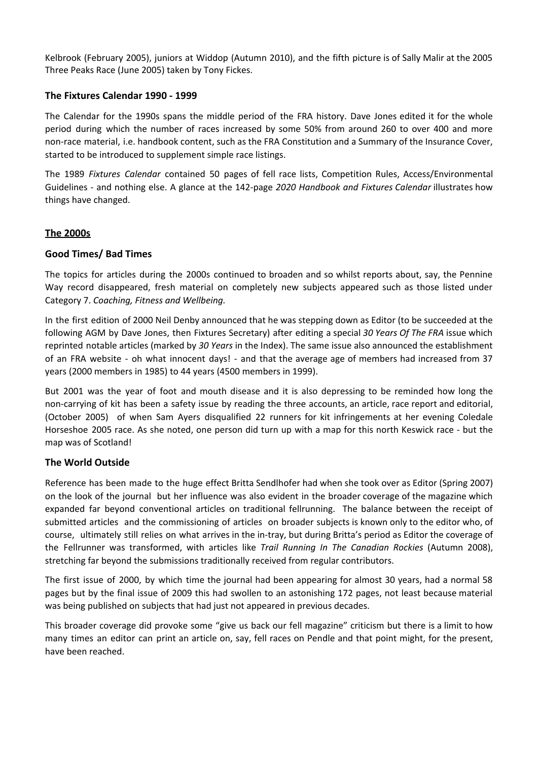Kelbrook (February 2005), juniors at Widdop (Autumn 2010), and the fifth picture is of Sally Malir at the 2005 Three Peaks Race (June 2005) taken by Tony Fickes.

### The Fixtures Calendar 1990 - 1999

The Calendar for the 1990s spans the middle period of the FRA history. Dave Jones edited it for the whole period during which the number of races increased by some 50% from around 260 to over 400 and more non-race material, i.e. handbook content, such as the FRA Constitution and a Summary of the Insurance Cover, started to be introduced to supplement simple race listings.

The 1989 *Fixtures Calendar* contained 50 pages of fell race lists, Competition Rules, Access/Environmental Guidelines - and nothing else. A glance at the 142-page *2020 Handbook and Fixtures Calendar* illustrates how things have changed.

## The 2000s

### Good Times/ Bad Times

The topics for articles during the 2000s continued to broaden and so whilst reports about, say, the Pennine Way record disappeared, fresh material on completely new subjects appeared such as those listed under Category 7. *Coaching, Fitness and Wellbeing.*

In the first edition of 2000 Neil Denby announced that he was stepping down as Editor (to be succeeded at the following AGM by Dave Jones, then Fixtures Secretary) after editing a special *30 Years Of The FRA* issue which reprinted notable articles (marked by *30 Years* in the Index). The same issue also announced the establishment of an FRA website - oh what innocent days! - and that the average age of members had increased from 37 years (2000 members in 1985) to 44 years (4500 members in 1999).

But 2001 was the year of foot and mouth disease and it is also depressing to be reminded how long the non-carrying of kit has been a safety issue by reading the three accounts, an article, race report and editorial, (October 2005) of when Sam Ayers disqualified 22 runners for kit infringements at her evening Coledale Horseshoe 2005 race. As she noted, one person did turn up with a map for this north Keswick race - but the map was of Scotland!

### The World Outside

Reference has been made to the huge effect Britta Sendlhofer had when she took over as Editor (Spring 2007) on the look of the journal but her influence was also evident in the broader coverage of the magazine which expanded far beyond conventional articles on traditional fellrunning. The balance between the receipt of submitted articles and the commissioning of articles on broader subjects is known only to the editor who, of course, ultimately still relies on what arrives in the in-tray, but during Britta's period as Editor the coverage of the Fellrunner was transformed, with articles like *Trail Running In The Canadian Rockies* (Autumn 2008), stretching far beyond the submissions traditionally received from regular contributors.

The first issue of 2000, by which time the journal had been appearing for almost 30 years, had a normal 58 pages but by the final issue of 2009 this had swollen to an astonishing 172 pages, not least because material was being published on subjects that had just not appeared in previous decades.

This broader coverage did provoke some "give us back our fell magazine" criticism but there is a limit to how many times an editor can print an article on, say, fell races on Pendle and that point might, for the present, have been reached.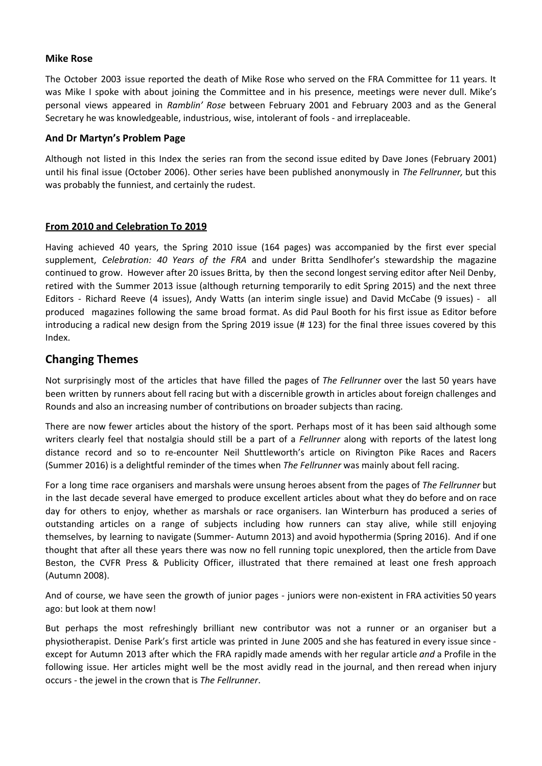**Mike Rose**

The October 2003 issue reported the death of Mike Rose who served on the FRA Committee for 11 years. It was Mike I spoke with about joining the Committee and in his presence, meetings were never dull. Mike's personal views appeared in *Ramblin' Rose* between February 2001 and February 2003 and as the General Secretary he was knowledgeable, industrious, wise, intolerant of fools - and irreplaceable.

### And Dr Martyn's Problem Page

Although not listed in this Index the series ran from the second issue edited by Dave Jones (February 2001) until his final issue (October 2006). Other series have been published anonymously in *The Fellrunner,* but this was probably the funniest, and certainly the rudest.

### From 2010 and Celebration To 2019

Having achieved 40 years, the Spring 2010 issue (164 pages) was accompanied by the first ever special supplement, *Celebration: 40 Years of the FRA* and under Britta Sendlhofer's stewardship the magazine continued to grow. However after 20 issues Britta, by then the second longest serving editor after Neil Denby, retired with the Summer 2013 issue (although returning temporarily to edit Spring 2015) and the next three Editors - Richard Reeve (4 issues), Andy Watts (an interim single issue) and David McCabe (9 issues) - all produced magazines following the same broad format. As did Paul Booth for his first issue as Editor before introducing a radical new design from the Spring 2019 issue (# 123) for the final three issues covered by this Index.

## Changing Themes

Not surprisingly most of the articles that have filled the pages of *The Fellrunner* over the last 50 years have been written by runners about fell racing but with a discernible growth in articles about foreign challenges and Rounds and also an increasing number of contributions on broader subjects than racing.

There are now fewer articles about the history of the sport. Perhaps most of it has been said although some writers clearly feel that nostalgia should still be a part of a *Fellrunner* along with reports of the latest long distance record and so to re-encounter Neil Shuttleworth's article on Rivington Pike Races and Racers (Summer 2016) is a delightful reminder of the times when *The Fellrunner* was mainly about fell racing.

For a long time race organisers and marshals were unsung heroes absent from the pages of *The Fellrunner* but in the last decade several have emerged to produce excellent articles about what they do before and on race day for others to enjoy, whether as marshals or race organisers. Ian Winterburn has produced a series of outstanding articles on a range of subjects including how runners can stay alive, while still enjoying themselves, by learning to navigate (Summer- Autumn 2013) and avoid hypothermia (Spring 2016). And if one thought that after all these years there was now no fell running topic unexplored, then the article from Dave Beston, the CVFR Press & Publicity Officer, illustrated that there remained at least one fresh approach (Autumn 2008).

And of course, we have seen the growth of junior pages - juniors were non-existent in FRA activities 50 years ago: but look at them now!

But perhaps the most refreshingly brilliant new contributor was not a runner or an organiser but a physiotherapist. Denise Park's first article was printed in June 2005 and she has featured in every issue since - except for Autumn 2013 after which the FRA rapidly made amends with her regular article *and* a Profile in the following issue. Her articles might well be the most avidly read in the journal, and then reread when injury occurs - the jewel in the crown that is *The Fellrunner*.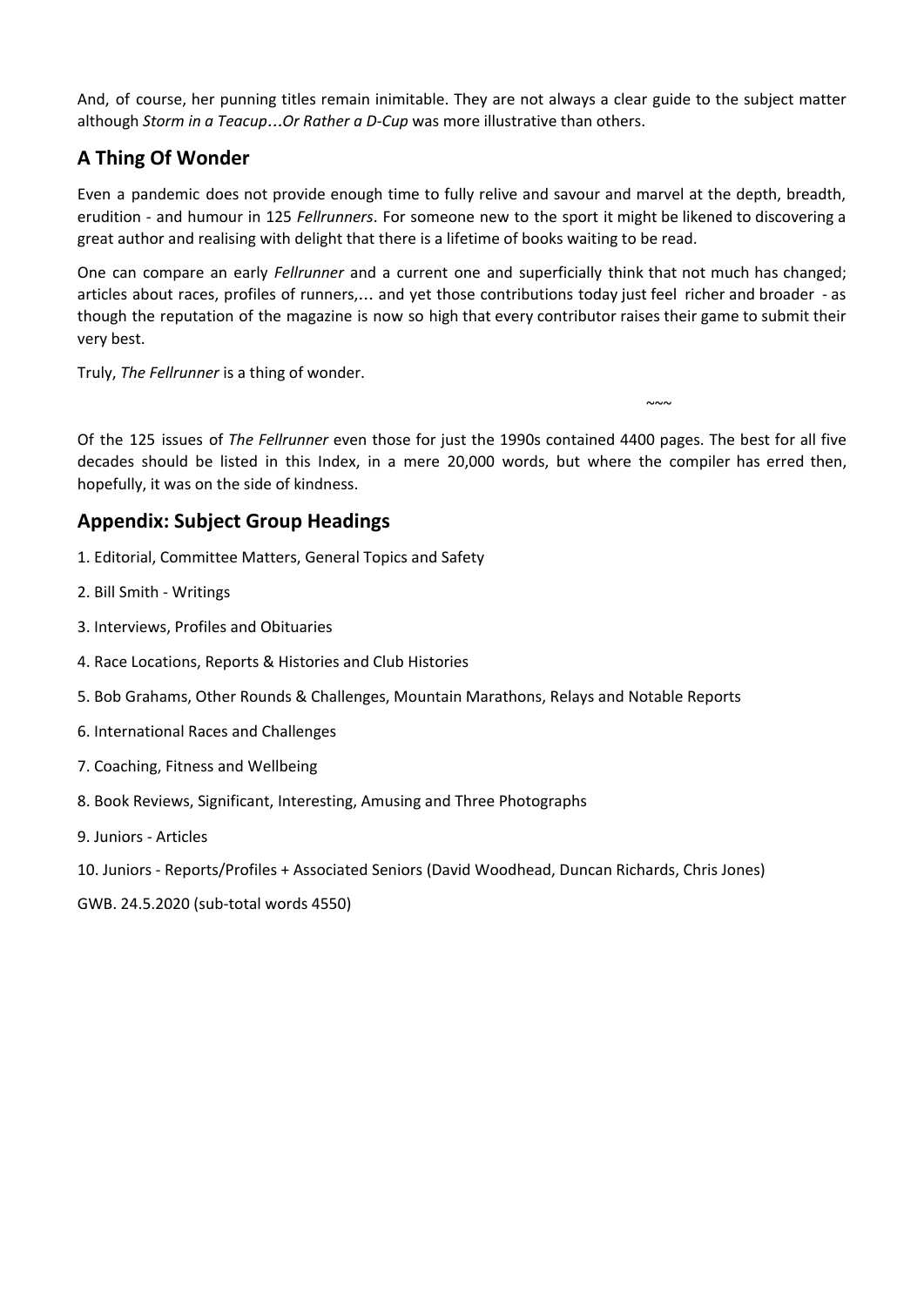And, of course, her punning titles remain inimitable. They are not always a clear guide to the subject matter although *Storm in a Teacup…Or Rather a D-Cup* was more illustrative than others.

## A Thing Of Wonder

Even a pandemic does not provide enough time to fully relive and savour and marvel at the depth, breadth, erudition - and humour in 125 *Fellrunners*. For someone new to the sport it might be likened to discovering a great author and realising with delight that there is a lifetime of books waiting to be read.

One can compare an early *Fellrunner* and a current one and superficially think that not much has changed; articles about races, profiles of runners,… and yet those contributions today just feel richer and broader - as though the reputation of the magazine is now so high that every contributor raises their game to submit their very best.

Truly, *The Fellrunner* is a thing of wonder.

~~~

Of the 125 issues of *The Fellrunner* even those for just the 1990s contained 4400 pages. The best for all five decades should be listed in this Index, in a mere 20,000 words, but where the compiler has erred then, hopefully, it was on the side of kindness.

## Appendix: Subject Group Headings

1. Editorial, Committee Matters, General Topics and Safety
2. Bill Smith - Writings
3. Interviews, Profiles and Obituaries
4. Race Locations, Reports & Histories and Club Histories
5. Bob Grahams, Other Rounds & Challenges, Mountain Marathons, Relays and Notable Reports
6. International Races and Challenges
7. Coaching, Fitness and Wellbeing
8. Book Reviews, Significant, Interesting, Amusing and Three Photographs
9. Juniors - Articles
10. Juniors - Reports/Profiles + Associated Seniors (David Woodhead, Duncan Richards, Chris Jones)

GWB. 24.5.2020 (sub-total words 4550)